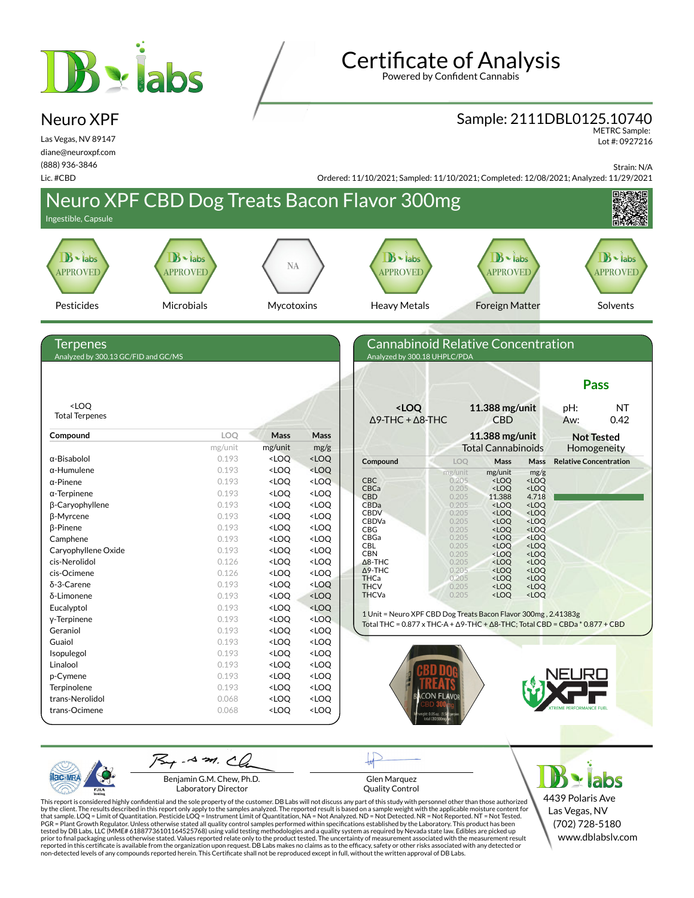# Certificate of Analysis

Powered by Confident Cannabis

## Neuro XPF

Las Vegas, NV 89147
diane@neuroxpf.com
(888) 936-3846
Lic. #CBD

**Sample: 2111DBL0125.10740**
METRC Sample:
Lot #: 0927216

Strain: N/A

Ordered: 11/10/2021; Sampled: 11/10/2021; Completed: 12/08/2021; Analyzed: 11/29/2021

# Neuro XPF CBD Dog Treats Bacon Flavor 300mg

Ingestible, Capsule

| Pesticides | Microbials | Mycotoxins | Heavy Metals | Foreign Matter | Solvents |
|---|---|---|---|---|---|
| APPROVED | APPROVED | NA | APPROVED | APPROVED | APPROVED |

## Terpenes

Analyzed by 300.13 GC/FID and GC/MS

<LOQ
Total Terpenes

| Compound | LOQ | Mass | Mass |
|---|---|---|---|
| | mg/unit | mg/unit | mg/g |
| α-Bisabolol | 0.193 | <LOQ | <LOQ |
| α-Humulene | 0.193 | <LOQ | <LOQ |
| α-Pinene | 0.193 | <LOQ | <LOQ |
| α-Terpinene | 0.193 | <LOQ | <LOQ |
| β-Caryophyllene | 0.193 | <LOQ | <LOQ |
| β-Myrcene | 0.193 | <LOQ | <LOQ |
| β-Pinene | 0.193 | <LOQ | <LOQ |
| Camphene | 0.193 | <LOQ | <LOQ |
| Caryophyllene Oxide | 0.193 | <LOQ | <LOQ |
| cis-Nerolidol | 0.126 | <LOQ | <LOQ |
| cis-Ocimene | 0.126 | <LOQ | <LOQ |
| δ-3-Carene | 0.193 | <LOQ | <LOQ |
| δ-Limonene | 0.193 | <LOQ | <LOQ |
| Eucalyptol | 0.193 | <LOQ | <LOQ |
| γ-Terpinene | 0.193 | <LOQ | <LOQ |
| Geraniol | 0.193 | <LOQ | <LOQ |
| Guaiol | 0.193 | <LOQ | <LOQ |
| Isopulegol | 0.193 | <LOQ | <LOQ |
| Linalool | 0.193 | <LOQ | <LOQ |
| p-Cymene | 0.193 | <LOQ | <LOQ |
| Terpinolene | 0.193 | <LOQ | <LOQ |
| trans-Nerolidol | 0.068 | <LOQ | <LOQ |
| trans-Ocimene | 0.068 | <LOQ | <LOQ |

## Cannabinoid Relative Concentration

Analyzed by 300.18 UHPLC/PDA

**Pass**

| | | |
|---|---|---|
| **<LOQ** Δ9-THC + Δ8-THC | **11.388 mg/unit** CBD | pH: NT; Aw: 0.42 |
| | **11.388 mg/unit** Total Cannabinoids | **Not Tested** Homogeneity |

| Compound | LOQ | Mass | Mass | Relative Concentration |
|---|---|---|---|---|
| | mg/unit | mg/unit | mg/g | |
| CBC | 0.205 | <LOQ | <LOQ | |
| CBCa | 0.205 | <LOQ | <LOQ | |
| CBD | 0.205 | 11.388 | 4.718 | |
| CBDa | 0.205 | <LOQ | <LOQ | |
| CBDV | 0.205 | <LOQ | <LOQ | |
| CBDVa | 0.205 | <LOQ | <LOQ | |
| CBG | 0.205 | <LOQ | <LOQ | |
| CBGa | 0.205 | <LOQ | <LOQ | |
| CBL | 0.205 | <LOQ | <LOQ | |
| CBN | 0.205 | <LOQ | <LOQ | |
| Δ8-THC | 0.205 | <LOQ | <LOQ | |
| Δ9-THC | 0.205 | <LOQ | <LOQ | |
| THCa | 0.205 | <LOQ | <LOQ | |
| THCV | 0.205 | <LOQ | <LOQ | |
| THCVa | 0.205 | <LOQ | <LOQ | |

1 Unit = Neuro XPF CBD Dog Treats Bacon Flavor 300mg , 2.41383g
Total THC = 0.877 x THC-A + Δ9-THC + Δ8-THC; Total CBD = CBDa * 0.877 + CBD

Benjamin G.M. Chew, Ph.D.
Laboratory Director

Glen Marquez
Quality Control

DB labs
4439 Polaris Ave
Las Vegas, NV
(702) 728-5180
www.dblabslv.com

This report is considered highly confidential and the sole property of the customer. DB Labs will not discuss any part of this study with personnel other than those authorized by the client. The results described in this report only apply to the samples analyzed. The reported result is based on a sample weight with the applicable moisture content for that sample. LOQ = Limit of Quantitation. Pesticide LOQ = Instrument Limit of Quantitation, NA = Not Analyzed. ND = Not Detected. NR = Not Reported. NT = Not Tested. PGR = Plant Growth Regulator. Unless otherwise stated all quality control samples performed within specifications established by the Laboratory. This product has been tested by DB Labs, LLC (MME# 61887736101164525768) using valid testing methodologies and a quality system as required by Nevada state law. Edibles are picked up prior to final packaging unless otherwise stated. Values reported relate only to the product tested. The uncertainty of measurement associated with the measurement result reported in this certificate is available from the organization upon request. DB Labs makes no claims as to the efficacy, safety or other risks associated with any detected or non-detected levels of any compounds reported herein. This Certificate shall not be reproduced except in full, without the written approval of DB Labs.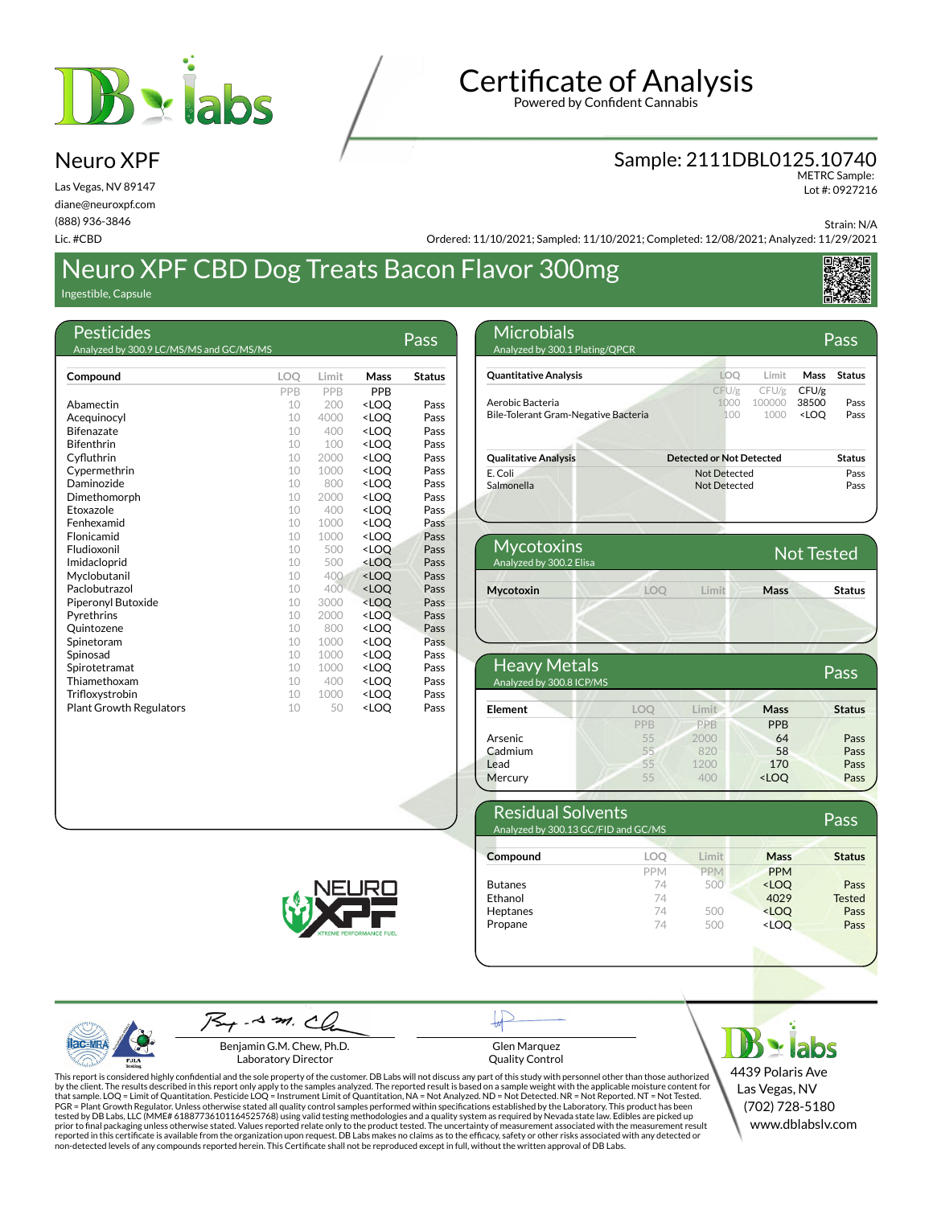# Certificate of Analysis

Powered by Confident Cannabis

## Neuro XPF

Las Vegas, NV 89147
diane@neuroxpf.com
(888) 936-3846
Lic. #CBD

**Sample: 2111DBL0125.10740**
METRC Sample:
Lot #: 0927216

Strain: N/A

Ordered: 11/10/2021; Sampled: 11/10/2021; Completed: 12/08/2021; Analyzed: 11/29/2021

# Neuro XPF CBD Dog Treats Bacon Flavor 300mg

Ingestible, Capsule

## Pesticides — Pass

Analyzed by 300.9 LC/MS/MS and GC/MS/MS

| Compound | LOQ | Limit | Mass | Status |
|---|---|---|---|---|
| | PPB | PPB | PPB | |
| Abamectin | 10 | 200 | <LOQ | Pass |
| Acequinocyl | 10 | 4000 | <LOQ | Pass |
| Bifenazate | 10 | 400 | <LOQ | Pass |
| Bifenthrin | 10 | 100 | <LOQ | Pass |
| Cyfluthrin | 10 | 2000 | <LOQ | Pass |
| Cypermethrin | 10 | 1000 | <LOQ | Pass |
| Daminozide | 10 | 800 | <LOQ | Pass |
| Dimethomorph | 10 | 2000 | <LOQ | Pass |
| Etoxazole | 10 | 400 | <LOQ | Pass |
| Fenhexamid | 10 | 1000 | <LOQ | Pass |
| Flonicamid | 10 | 1000 | <LOQ | Pass |
| Fludioxonil | 10 | 500 | <LOQ | Pass |
| Imidacloprid | 10 | 500 | <LOQ | Pass |
| Myclobutanil | 10 | 400 | <LOQ | Pass |
| Paclobutrazol | 10 | 400 | <LOQ | Pass |
| Piperonyl Butoxide | 10 | 3000 | <LOQ | Pass |
| Pyrethrins | 10 | 2000 | <LOQ | Pass |
| Quintozene | 10 | 800 | <LOQ | Pass |
| Spinetoram | 10 | 1000 | <LOQ | Pass |
| Spinosad | 10 | 1000 | <LOQ | Pass |
| Spirotetramat | 10 | 1000 | <LOQ | Pass |
| Thiamethoxam | 10 | 400 | <LOQ | Pass |
| Trifloxystrobin | 10 | 1000 | <LOQ | Pass |
| Plant Growth Regulators | 10 | 50 | <LOQ | Pass |

## Microbials — Pass

Analyzed by 300.1 Plating/QPCR

| Quantitative Analysis | LOQ | Limit | Mass | Status |
|---|---|---|---|---|
| | CFU/g | CFU/g | CFU/g | |
| Aerobic Bacteria | 1000 | 100000 | 38500 | Pass |
| Bile-Tolerant Gram-Negative Bacteria | 100 | 1000 | <LOQ | Pass |

| Qualitative Analysis | Detected or Not Detected | Status |
|---|---|---|
| E. Coli | Not Detected | Pass |
| Salmonella | Not Detected | Pass |

## Mycotoxins — Not Tested

Analyzed by 300.2 Elisa

| Mycotoxin | LOQ | Limit | Mass | Status |
|---|---|---|---|---|

## Heavy Metals — Pass

Analyzed by 300.8 ICP/MS

| Element | LOQ | Limit | Mass | Status |
|---|---|---|---|---|
| | PPB | PPB | PPB | |
| Arsenic | 55 | 2000 | 64 | Pass |
| Cadmium | 55 | 820 | 58 | Pass |
| Lead | 55 | 1200 | 170 | Pass |
| Mercury | 55 | 400 | <LOQ | Pass |

## Residual Solvents — Pass

Analyzed by 300.13 GC/FID and GC/MS

| Compound | LOQ | Limit | Mass | Status |
|---|---|---|---|---|
| | PPM | PPM | PPM | |
| Butanes | 74 | 500 | <LOQ | Pass |
| Ethanol | 74 | | 4029 | Tested |
| Heptanes | 74 | 500 | <LOQ | Pass |
| Propane | 74 | 500 | <LOQ | Pass |

NEURO XPF — XTREME PERFORMANCE FUEL

Benjamin G.M. Chew, Ph.D.
Laboratory Director

Glen Marquez
Quality Control

This report is considered highly confidential and the sole property of the customer. DB Labs will not discuss any part of this study with personnel other than those authorized by the client. The results described in this report only apply to the samples analyzed. The reported result is based on a sample weight with the applicable moisture content for that sample. LOQ = Limit of Quantitation. Pesticide LOQ = Instrument Limit of Quantitation, NA = Not Analyzed. ND = Not Detected. NR = Not Reported. NT = Not Tested. PGR = Plant Growth Regulator. Unless otherwise stated all quality control samples performed within specifications established by the Laboratory. This product has been tested by DB Labs, LLC (MME# 61887736101164525768) using valid testing methodologies and a quality system as required by Nevada state law. Edibles are picked up prior to final packaging unless otherwise stated. Values reported relate only to the product tested. The uncertainty of measurement associated with the measurement result reported in this certificate is available from the organization upon request. DB Labs makes no claims as to the efficacy, safety or other risks associated with any detected or non-detected levels of any compounds reported herein. This Certificate shall not be reproduced except in full, without the written approval of DB Labs.

DB labs
4439 Polaris Ave
Las Vegas, NV
(702) 728-5180
www.dblabslv.com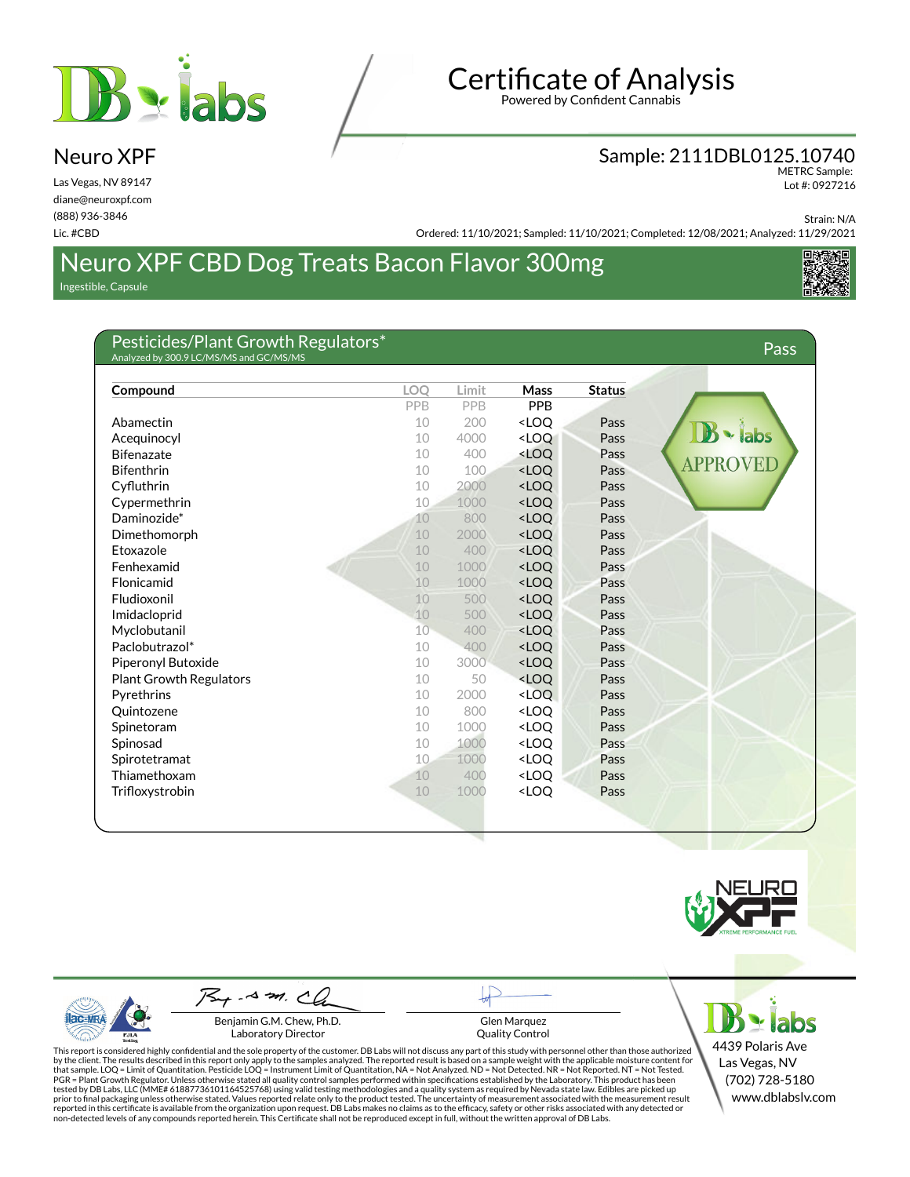# Certificate of Analysis

Powered by Confident Cannabis

## Neuro XPF

Las Vegas, NV 89147
diane@neuroxpf.com
(888) 936-3846
Lic. #CBD

Sample: 2111DBL0125.10740
METRC Sample:
Lot #: 0927216

Strain: N/A

Ordered: 11/10/2021; Sampled: 11/10/2021; Completed: 12/08/2021; Analyzed: 11/29/2021

## Neuro XPF CBD Dog Treats Bacon Flavor 300mg

Ingestible, Capsule

### Pesticides/Plant Growth Regulators*

Analyzed by 300.9 LC/MS/MS and GC/MS/MS

**Pass**

| Compound | LOQ PPB | Limit PPB | Mass PPB | Status |
|---|---|---|---|---|
| Abamectin | 10 | 200 | <LOQ | Pass |
| Acequinocyl | 10 | 4000 | <LOQ | Pass |
| Bifenazate | 10 | 400 | <LOQ | Pass |
| Bifenthrin | 10 | 100 | <LOQ | Pass |
| Cyfluthrin | 10 | 2000 | <LOQ | Pass |
| Cypermethrin | 10 | 1000 | <LOQ | Pass |
| Daminozide* | 10 | 800 | <LOQ | Pass |
| Dimethomorph | 10 | 2000 | <LOQ | Pass |
| Etoxazole | 10 | 400 | <LOQ | Pass |
| Fenhexamid | 10 | 1000 | <LOQ | Pass |
| Flonicamid | 10 | 1000 | <LOQ | Pass |
| Fludioxonil | 10 | 500 | <LOQ | Pass |
| Imidacloprid | 10 | 500 | <LOQ | Pass |
| Myclobutanil | 10 | 400 | <LOQ | Pass |
| Paclobutrazol* | 10 | 400 | <LOQ | Pass |
| Piperonyl Butoxide | 10 | 3000 | <LOQ | Pass |
| Plant Growth Regulators | 10 | 50 | <LOQ | Pass |
| Pyrethrins | 10 | 2000 | <LOQ | Pass |
| Quintozene | 10 | 800 | <LOQ | Pass |
| Spinetoram | 10 | 1000 | <LOQ | Pass |
| Spinosad | 10 | 1000 | <LOQ | Pass |
| Spirotetramat | 10 | 1000 | <LOQ | Pass |
| Thiamethoxam | 10 | 400 | <LOQ | Pass |
| Trifloxystrobin | 10 | 1000 | <LOQ | Pass |

DB labs APPROVED

Benjamin G.M. Chew, Ph.D.
Laboratory Director

Glen Marquez
Quality Control

This report is considered highly confidential and the sole property of the customer. DB Labs will not discuss any part of this study with personnel other than those authorized by the client. The results described in this report only apply to the samples analyzed. The reported result is based on a sample weight with the applicable moisture content for that sample. LOQ = Limit of Quantitation. Pesticide LOQ = Instrument Limit of Quantitation, NA = Not Analyzed. ND = Not Detected. NR = Not Reported. NT = Not Tested. PGR = Plant Growth Regulator. Unless otherwise stated all quality control samples performed within specifications established by the Laboratory. This product has been tested by DB Labs, LLC (MME# 61887736101164525768) using valid testing methodologies and a quality system as required by Nevada state law. Edibles are picked up prior to final packaging unless otherwise stated. Values reported relate only to the product tested. The uncertainty of measurement associated with the measurement result reported in this certificate is available from the organization upon request. DB Labs makes no claims as to the efficacy, safety or other risks associated with any detected or non-detected levels of any compounds reported herein. This Certificate shall not be reproduced except in full, without the written approval of DB Labs.

4439 Polaris Ave
Las Vegas, NV
(702) 728-5180
www.dblabslv.com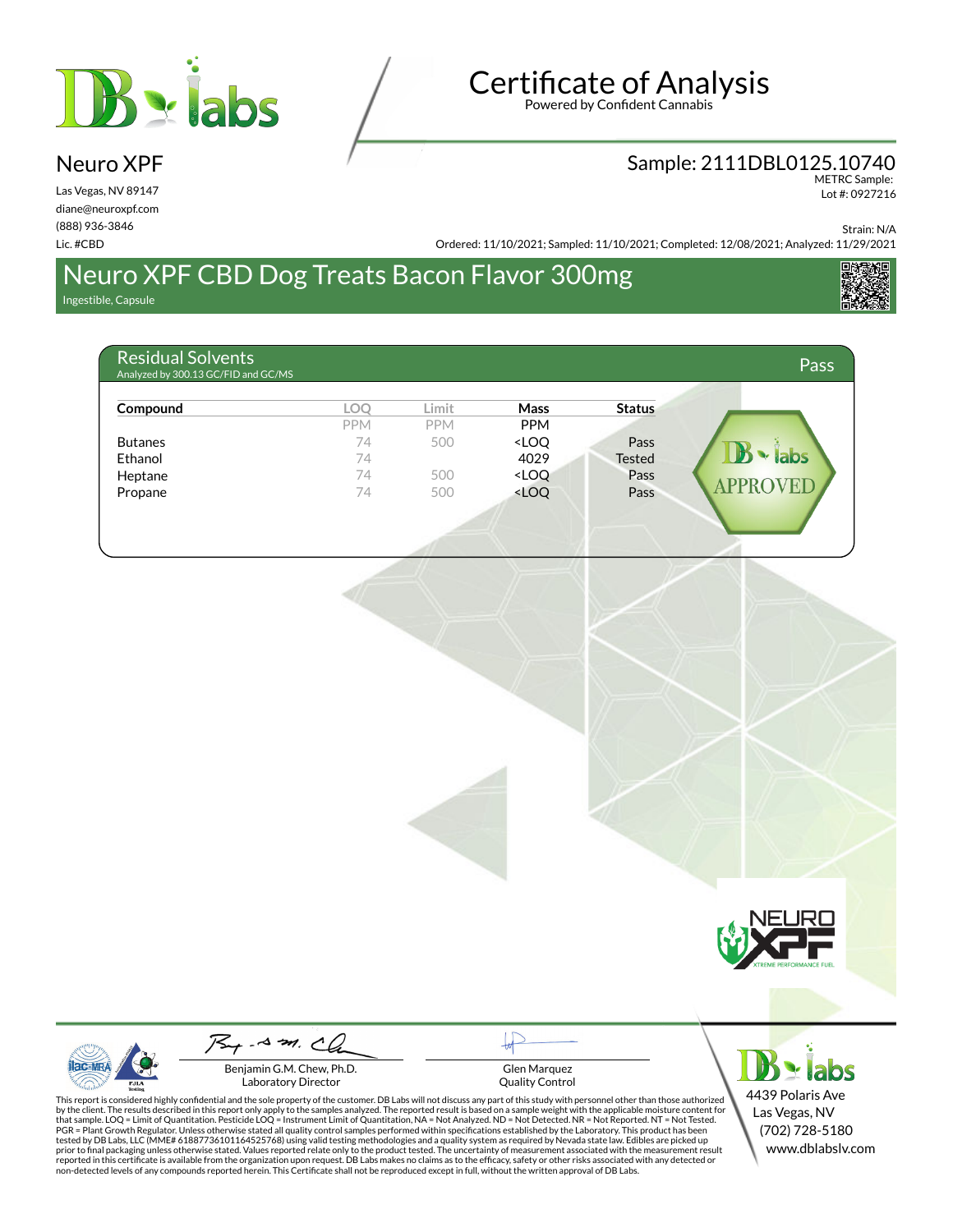# Certificate of Analysis

Powered by Confident Cannabis

## Neuro XPF

Las Vegas, NV 89147
diane@neuroxpf.com
(888) 936-3846
Lic. #CBD

**Sample: 2111DBL0125.10740**
METRC Sample:
Lot #: 0927216

Strain: N/A
Ordered: 11/10/2021; Sampled: 11/10/2021; Completed: 12/08/2021; Analyzed: 11/29/2021

# Neuro XPF CBD Dog Treats Bacon Flavor 300mg

Ingestible, Capsule

## Residual Solvents

Analyzed by 300.13 GC/FID and GC/MS

**Pass**

| Compound | LOQ | Limit | Mass | Status |
|---|---|---|---|---|
| | PPM | PPM | PPM | |
| Butanes | 74 | 500 | <LOQ | Pass |
| Ethanol | 74 | | 4029 | Tested |
| Heptane | 74 | 500 | <LOQ | Pass |
| Propane | 74 | 500 | <LOQ | Pass |

DB labs APPROVED

NEURO XPF XTREME PERFORMANCE FUEL

Benjamin G.M. Chew, Ph.D.
Laboratory Director

Glen Marquez
Quality Control

This report is considered highly confidential and the sole property of the customer. DB Labs will not discuss any part of this study with personnel other than those authorized by the client. The results described in this report only apply to the samples analyzed. The reported result is based on a sample weight with the applicable moisture content for that sample. LOQ = Limit of Quantitation. Pesticide LOQ = Instrument Limit of Quantitation, NA = Not Analyzed. ND = Not Detected. NR = Not Reported. NT = Not Tested. PGR = Plant Growth Regulator. Unless otherwise stated all quality control samples performed within specifications established by the Laboratory. This product has been tested by DB Labs, LLC (MME# 61887736101164525768) using valid testing methodologies and a quality system as required by Nevada state law. Edibles are picked up prior to final packaging unless otherwise stated. Values reported relate only to the product tested. The uncertainty of measurement associated with the measurement result reported in this certificate is available from the organization upon request. DB Labs makes no claims as to the efficacy, safety or other risks associated with any detected or non-detected levels of any compounds reported herein. This Certificate shall not be reproduced except in full, without the written approval of DB Labs.

DB labs
4439 Polaris Ave
Las Vegas, NV
(702) 728-5180
www.dblabslv.com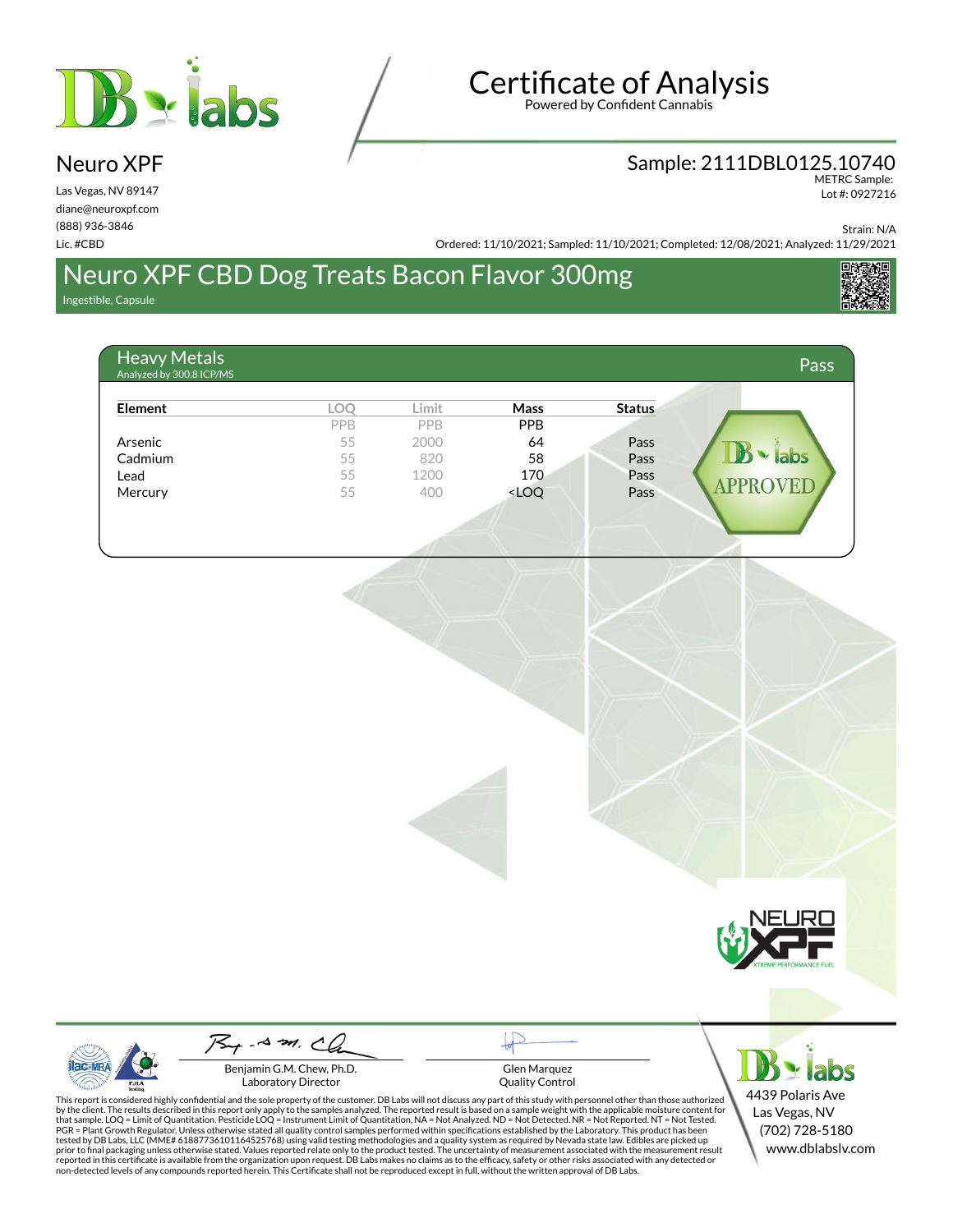# Certificate of Analysis

Powered by Confident Cannabis

## Neuro XPF

Las Vegas, NV 89147
diane@neuroxpf.com
(888) 936-3846
Lic. #CBD

**Sample: 2111DBL0125.10740**
METRC Sample:
Lot #: 0927216

Strain: N/A

Ordered: 11/10/2021; Sampled: 11/10/2021; Completed: 12/08/2021; Analyzed: 11/29/2021

## Neuro XPF CBD Dog Treats Bacon Flavor 300mg

Ingestible, Capsule

### Heavy Metals

Analyzed by 300.8 ICP/MS

**Pass**

| Element | LOQ | Limit | Mass | Status |
|---|---|---|---|---|
| | PPB | PPB | PPB | |
| Arsenic | 55 | 2000 | 64 | Pass |
| Cadmium | 55 | 820 | 58 | Pass |
| Lead | 55 | 1200 | 170 | Pass |
| Mercury | 55 | 400 | <LOQ | Pass |

DB labs APPROVED

Benjamin G.M. Chew, Ph.D.
Laboratory Director

Glen Marquez
Quality Control

This report is considered highly confidential and the sole property of the customer. DB Labs will not discuss any part of this study with personnel other than those authorized by the client. The results described in this report only apply to the samples analyzed. The reported result is based on a sample weight with the applicable moisture content for that sample. LOQ = Limit of Quantitation. Pesticide LOQ = Instrument Limit of Quantitation, NA = Not Analyzed. ND = Not Detected. NR = Not Reported. NT = Not Tested. PGR = Plant Growth Regulator. Unless otherwise stated all quality control samples performed within specifications established by the Laboratory. This product has been tested by DB Labs, LLC (MME# 61887736101164525768) using valid testing methodologies and a quality system as required by Nevada state law. Edibles are picked up prior to final packaging unless otherwise stated. Values reported relate only to the product tested. The uncertainty of measurement associated with the measurement result reported in this certificate is available from the organization upon request. DB Labs makes no claims as to the efficacy, safety or other risks associated with any detected or non-detected levels of any compounds reported herein. This Certificate shall not be reproduced except in full, without the written approval of DB Labs.

4439 Polaris Ave
Las Vegas, NV
(702) 728-5180
www.dblabslv.com